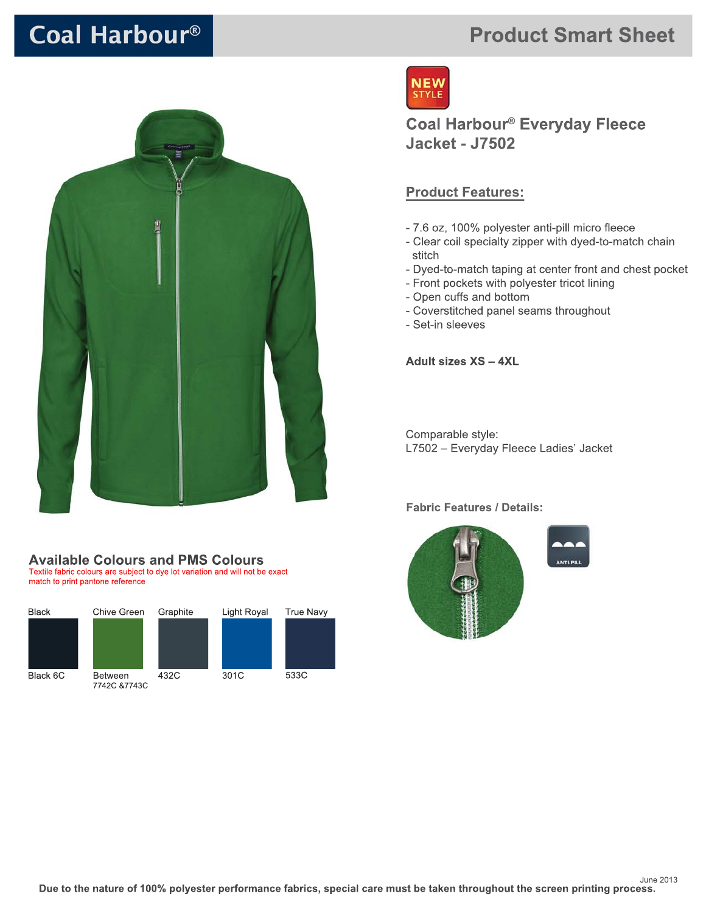# Coal Harbour®

## Product Smart Sheet

NEW STYLE

## Coal Harbour® Everyday Fleece Jacket - J7502

### Product Features:

- 7.6 oz, 100% polyester anti-pill micro fleece
- Clear coil specialty zipper with dyed-to-match chain stitch
- Dyed-to-match taping at center front and chest pocket
- Front pockets with polyester tricot lining
- Open cuffs and bottom
- Coverstitched panel seams throughout
- Set-in sleeves

**Adult sizes XS – 4XL**

Comparable style:
L7502 – Everyday Fleece Ladies' Jacket

### Fabric Features / Details:

ANTI-PILL

### Available Colours and PMS Colours

Textile fabric colours are subject to dye lot variation and will not be exact match to print pantone reference

| Black | Chive Green | Graphite | Light Royal | True Navy |
|---|---|---|---|---|
| Black 6C | Between 7742C &7743C | 432C | 301C | 533C |

June 2013

**Due to the nature of 100% polyester performance fabrics, special care must be taken throughout the screen printing process.**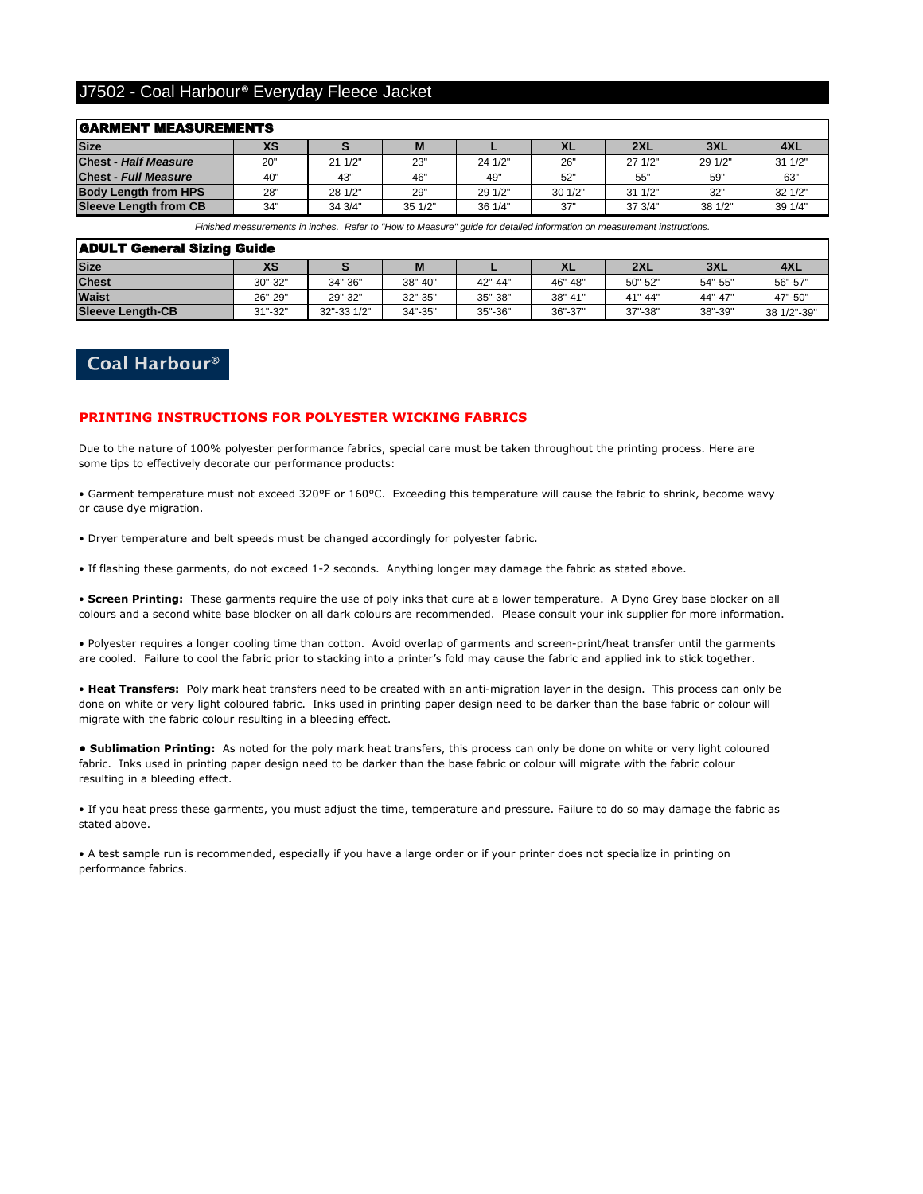# J7502 - Coal Harbour® Everyday Fleece Jacket

| GARMENT MEASUREMENTS | | | | | | | | |
|---|---|---|---|---|---|---|---|---|
| **Size** | **XS** | **S** | **M** | **L** | **XL** | **2XL** | **3XL** | **4XL** |
| **Chest - *Half Measure*** | 20" | 21 1/2" | 23" | 24 1/2" | 26" | 27 1/2" | 29 1/2" | 31 1/2" |
| **Chest - *Full Measure*** | 40" | 43" | 46" | 49" | 52" | 55" | 59" | 63" |
| **Body Length from HPS** | 28" | 28 1/2" | 29" | 29 1/2" | 30 1/2" | 31 1/2" | 32" | 32 1/2" |
| **Sleeve Length from CB** | 34" | 34 3/4" | 35 1/2" | 36 1/4" | 37" | 37 3/4" | 38 1/2" | 39 1/4" |

*Finished measurements in inches. Refer to "How to Measure" guide for detailed information on measurement instructions.*

| ADULT General Sizing Guide | | | | | | | | |
|---|---|---|---|---|---|---|---|---|
| **Size** | **XS** | **S** | **M** | **L** | **XL** | **2XL** | **3XL** | **4XL** |
| **Chest** | 30"-32" | 34"-36" | 38"-40" | 42"-44" | 46"-48" | 50"-52" | 54"-55" | 56"-57" |
| **Waist** | 26"-29" | 29"-32" | 32"-35" | 35"-38" | 38"-41" | 41"-44" | 44"-47" | 47"-50" |
| **Sleeve Length-CB** | 31"-32" | 32"-33 1/2" | 34"-35" | 35"-36" | 36"-37" | 37"-38" | 38"-39" | 38 1/2"-39" |

Coal Harbour®

## PRINTING INSTRUCTIONS FOR POLYESTER WICKING FABRICS

Due to the nature of 100% polyester performance fabrics, special care must be taken throughout the printing process. Here are some tips to effectively decorate our performance products:

• Garment temperature must not exceed 320°F or 160°C. Exceeding this temperature will cause the fabric to shrink, become wavy or cause dye migration.

• Dryer temperature and belt speeds must be changed accordingly for polyester fabric.

• If flashing these garments, do not exceed 1-2 seconds. Anything longer may damage the fabric as stated above.

• **Screen Printing:** These garments require the use of poly inks that cure at a lower temperature. A Dyno Grey base blocker on all colours and a second white base blocker on all dark colours are recommended. Please consult your ink supplier for more information.

• Polyester requires a longer cooling time than cotton. Avoid overlap of garments and screen-print/heat transfer until the garments are cooled. Failure to cool the fabric prior to stacking into a printer's fold may cause the fabric and applied ink to stick together.

• **Heat Transfers:** Poly mark heat transfers need to be created with an anti-migration layer in the design. This process can only be done on white or very light coloured fabric. Inks used in printing paper design need to be darker than the base fabric or colour will migrate with the fabric colour resulting in a bleeding effect.

• **Sublimation Printing:** As noted for the poly mark heat transfers, this process can only be done on white or very light coloured fabric. Inks used in printing paper design need to be darker than the base fabric or colour will migrate with the fabric colour resulting in a bleeding effect.

• If you heat press these garments, you must adjust the time, temperature and pressure. Failure to do so may damage the fabric as stated above.

• A test sample run is recommended, especially if you have a large order or if your printer does not specialize in printing on performance fabrics.